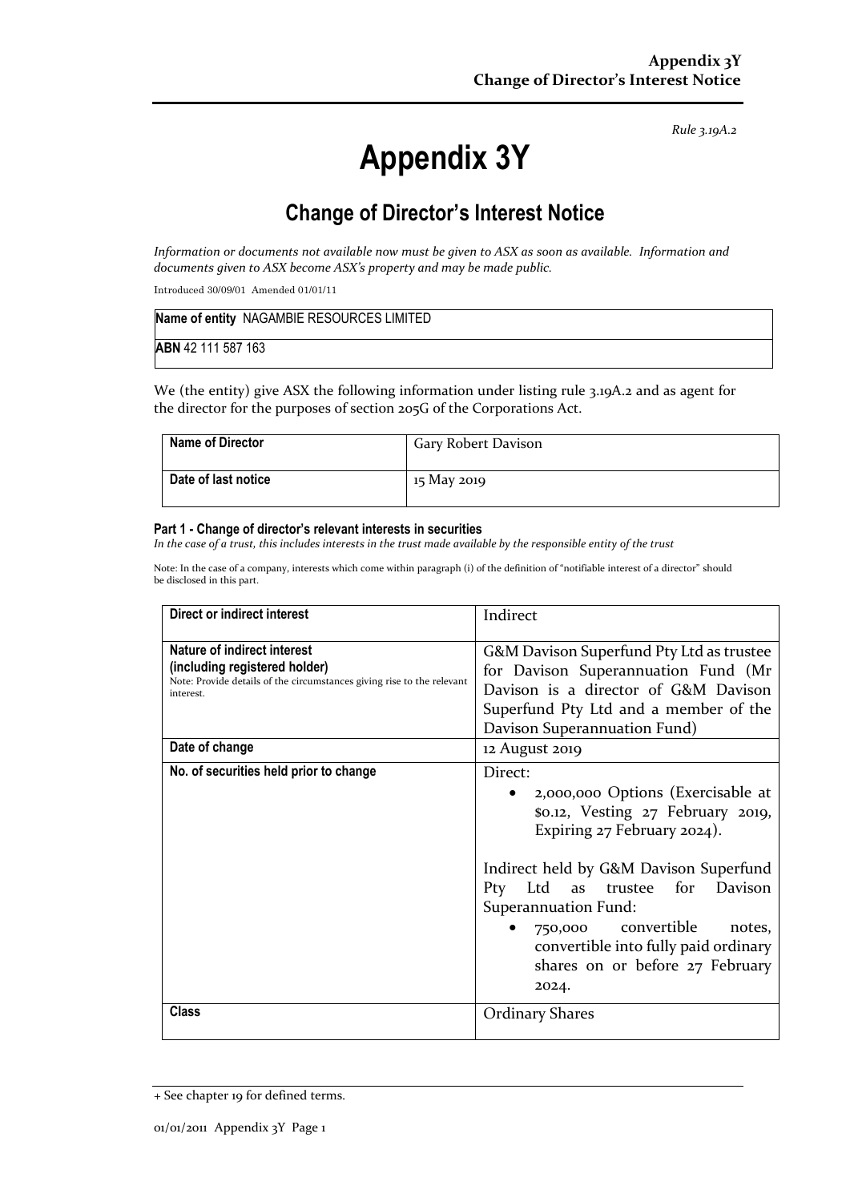*Rule 3.19A.2*

# Appendix 3Y

## Change of Director's Interest Notice

*Information or documents not available now must be given to ASX as soon as available. Information and documents given to ASX become ASX's property and may be made public.*

Introduced 30/09/01 Amended 01/01/11

| **Name of entity** NAGAMBIE RESOURCES LIMITED |
|---|
| **ABN** 42 111 587 163 |

We (the entity) give ASX the following information under listing rule 3.19A.2 and as agent for the director for the purposes of section 205G of the Corporations Act.

| **Name of Director** | Gary Robert Davison |
|---|---|
| **Date of last notice** | 15 May 2019 |

**Part 1 - Change of director's relevant interests in securities**

*In the case of a trust, this includes interests in the trust made available by the responsible entity of the trust*

Note: In the case of a company, interests which come within paragraph (i) of the definition of "notifiable interest of a director" should be disclosed in this part.

| **Direct or indirect interest** | Indirect |
|---|---|
| **Nature of indirect interest (including registered holder)**<br>Note: Provide details of the circumstances giving rise to the relevant interest. | G&M Davison Superfund Pty Ltd as trustee for Davison Superannuation Fund (Mr Davison is a director of G&M Davison Superfund Pty Ltd and a member of the Davison Superannuation Fund) |
| **Date of change** | 12 August 2019 |
| **No. of securities held prior to change** | Direct:<br>• 2,000,000 Options (Exercisable at $0.12, Vesting 27 February 2019, Expiring 27 February 2024).<br><br>Indirect held by G&M Davison Superfund Pty Ltd as trustee for Davison Superannuation Fund:<br>• 750,000 convertible notes, convertible into fully paid ordinary shares on or before 27 February 2024. |
| **Class** | Ordinary Shares |

+ See chapter 19 for defined terms.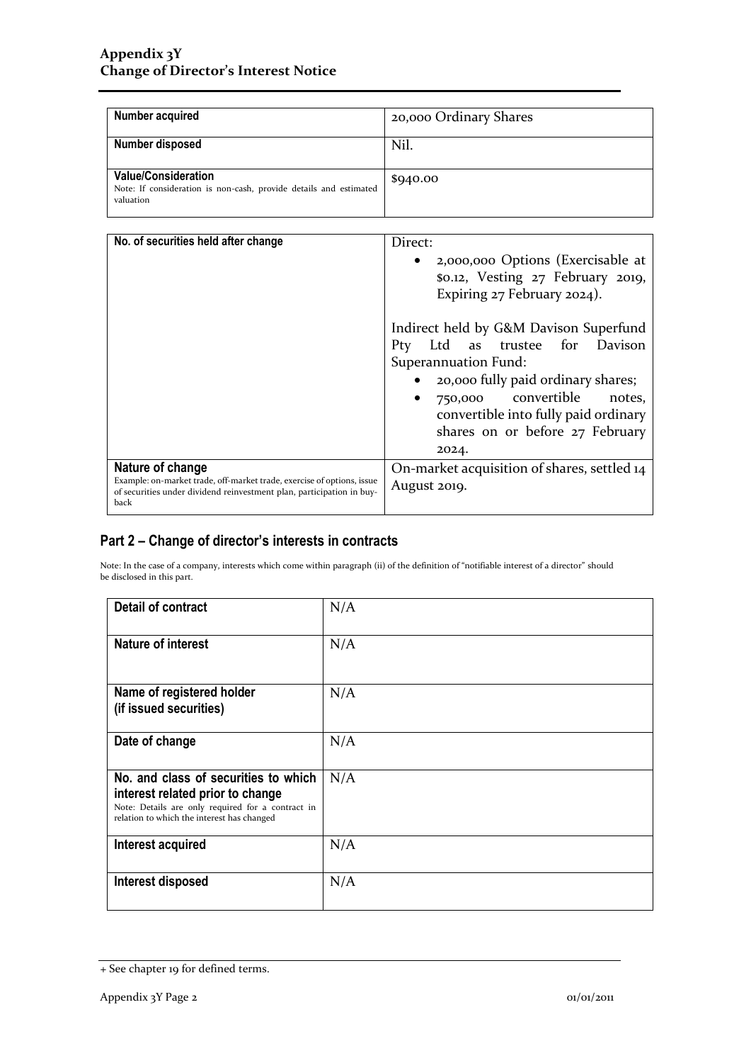| Number acquired | 20,000 Ordinary Shares |
| --- | --- |
| **Number disposed** | Nil. |
| **Value/Consideration**<br>Note: If consideration is non-cash, provide details and estimated valuation | $940.00 |

| No. of securities held after change | Direct:<br>• 2,000,000 Options (Exercisable at $0.12, Vesting 27 February 2019, Expiring 27 February 2024).<br><br>Indirect held by G&M Davison Superfund Pty Ltd as trustee for Davison Superannuation Fund:<br>• 20,000 fully paid ordinary shares;<br>• 750,000 convertible notes, convertible into fully paid ordinary shares on or before 27 February 2024. |
| --- | --- |
| **Nature of change**<br>Example: on-market trade, off-market trade, exercise of options, issue of securities under dividend reinvestment plan, participation in buy-back | On-market acquisition of shares, settled 14 August 2019. |

## Part 2 – Change of director's interests in contracts

Note: In the case of a company, interests which come within paragraph (ii) of the definition of "notifiable interest of a director" should be disclosed in this part.

| Detail of contract | N/A |
| --- | --- |
| **Nature of interest** | N/A |
| **Name of registered holder (if issued securities)** | N/A |
| **Date of change** | N/A |
| **No. and class of securities to which interest related prior to change**<br>Note: Details are only required for a contract in relation to which the interest has changed | N/A |
| **Interest acquired** | N/A |
| **Interest disposed** | N/A |

+ See chapter 19 for defined terms.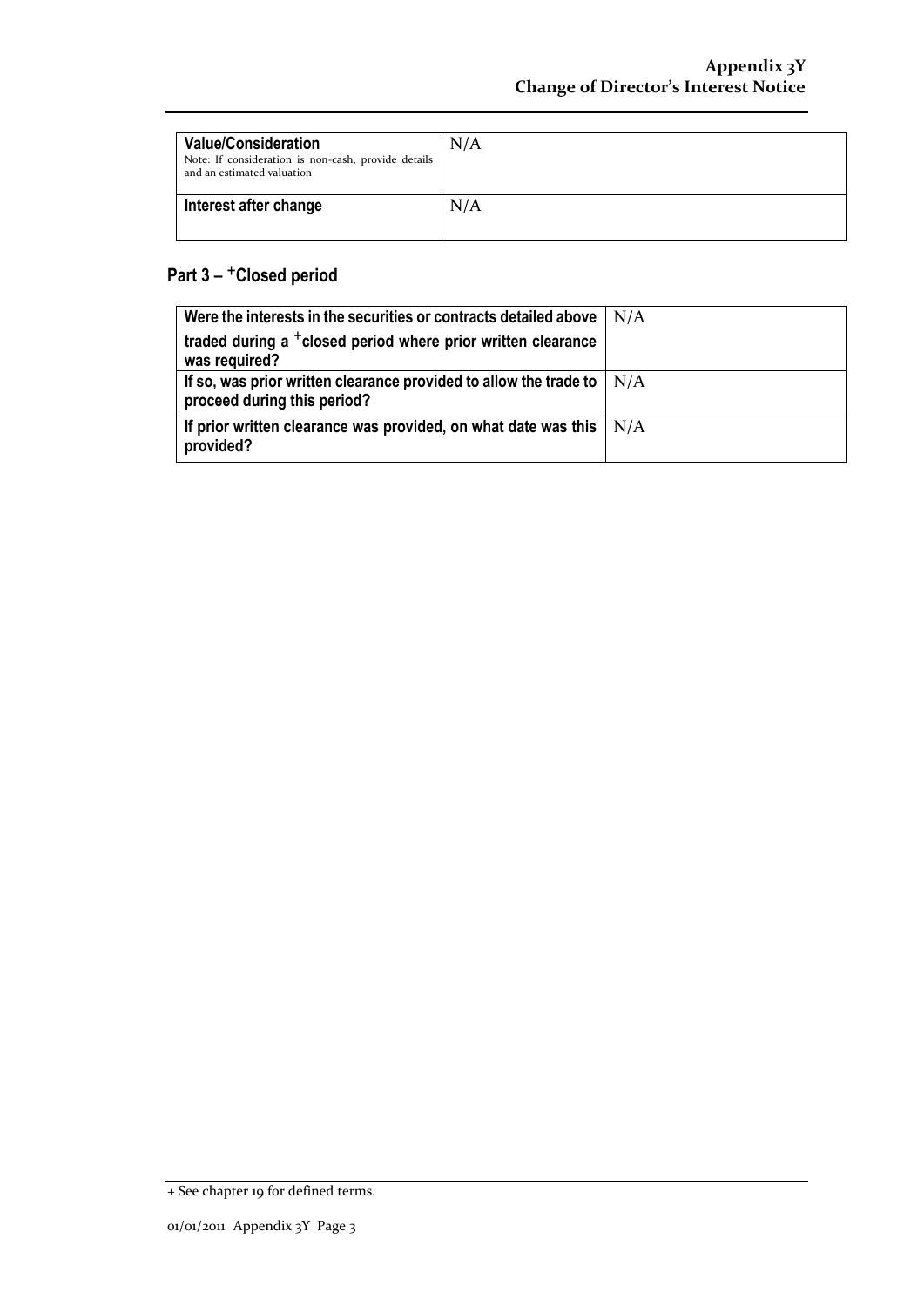| | |
|---|---|
| **Value/Consideration**<br>Note: If consideration is non-cash, provide details and an estimated valuation | N/A |
| **Interest after change** | N/A |

## Part 3 – +Closed period

| | |
|---|---|
| **Were the interests in the securities or contracts detailed above traded during a +closed period where prior written clearance was required?** | N/A |
| **If so, was prior written clearance provided to allow the trade to proceed during this period?** | N/A |
| **If prior written clearance was provided, on what date was this provided?** | N/A |

+ See chapter 19 for defined terms.